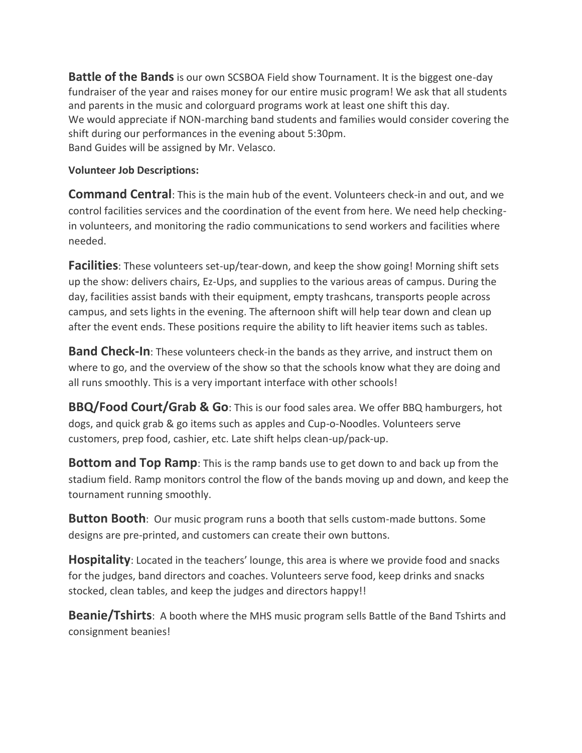**Battle of the Bands** is our own SCSBOA Field show Tournament. It is the biggest one-day fundraiser of the year and raises money for our entire music program! We ask that all students and parents in the music and colorguard programs work at least one shift this day.
We would appreciate if NON-marching band students and families would consider covering the shift during our performances in the evening about 5:30pm.
Band Guides will be assigned by Mr. Velasco.

**Volunteer Job Descriptions:**

**Command Central**: This is the main hub of the event. Volunteers check-in and out, and we control facilities services and the coordination of the event from here. We need help checking-in volunteers, and monitoring the radio communications to send workers and facilities where needed.

**Facilities**: These volunteers set-up/tear-down, and keep the show going! Morning shift sets up the show: delivers chairs, Ez-Ups, and supplies to the various areas of campus. During the day, facilities assist bands with their equipment, empty trashcans, transports people across campus, and sets lights in the evening. The afternoon shift will help tear down and clean up after the event ends. These positions require the ability to lift heavier items such as tables.

**Band Check-In**: These volunteers check-in the bands as they arrive, and instruct them on where to go, and the overview of the show so that the schools know what they are doing and all runs smoothly. This is a very important interface with other schools!

**BBQ/Food Court/Grab & Go**: This is our food sales area. We offer BBQ hamburgers, hot dogs, and quick grab & go items such as apples and Cup-o-Noodles. Volunteers serve customers, prep food, cashier, etc. Late shift helps clean-up/pack-up.

**Bottom and Top Ramp**: This is the ramp bands use to get down to and back up from the stadium field. Ramp monitors control the flow of the bands moving up and down, and keep the tournament running smoothly.

**Button Booth**: Our music program runs a booth that sells custom-made buttons. Some designs are pre-printed, and customers can create their own buttons.

**Hospitality**: Located in the teachers' lounge, this area is where we provide food and snacks for the judges, band directors and coaches. Volunteers serve food, keep drinks and snacks stocked, clean tables, and keep the judges and directors happy!!

**Beanie/Tshirts**: A booth where the MHS music program sells Battle of the Band Tshirts and consignment beanies!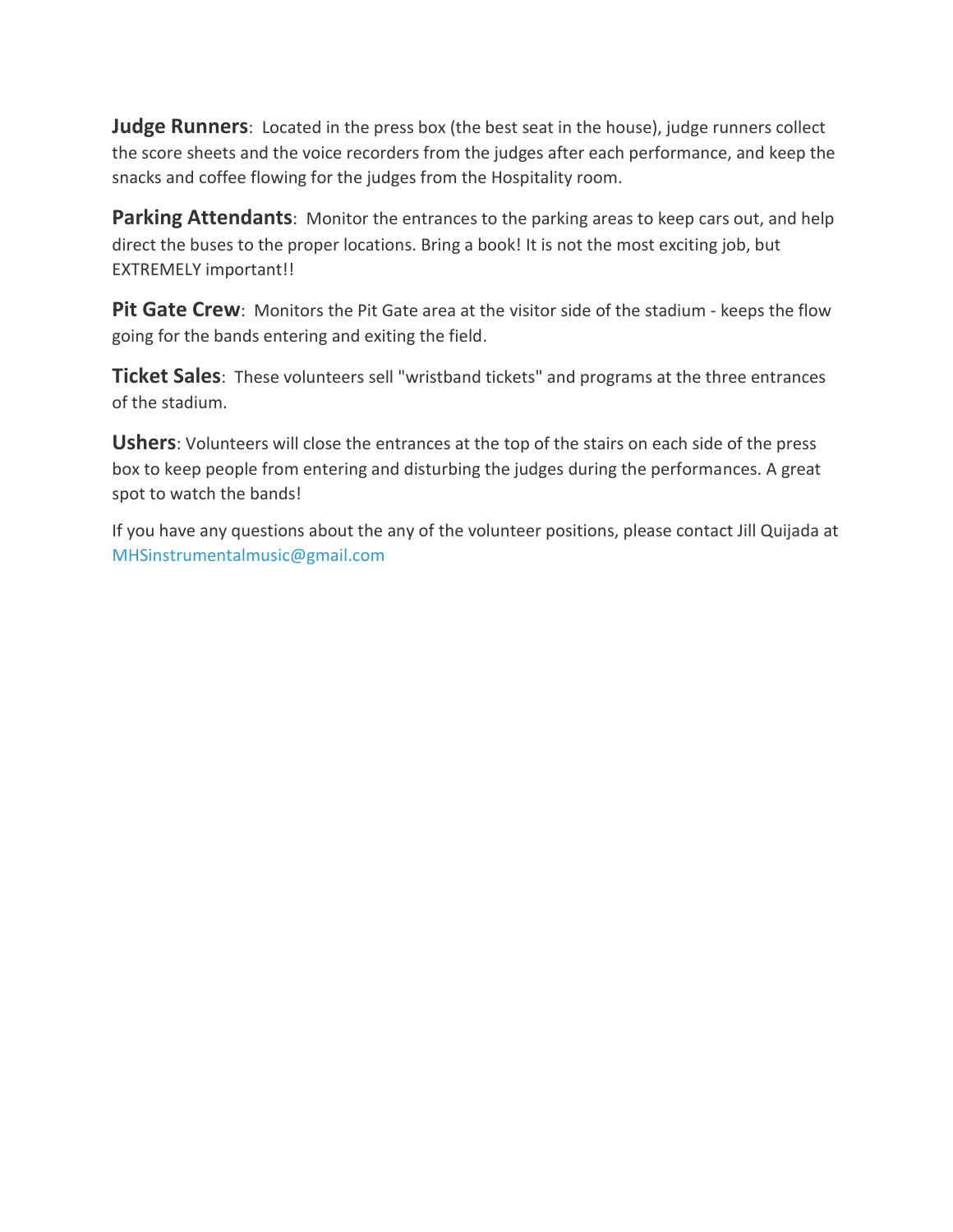**Judge Runners**: Located in the press box (the best seat in the house), judge runners collect the score sheets and the voice recorders from the judges after each performance, and keep the snacks and coffee flowing for the judges from the Hospitality room.

**Parking Attendants**: Monitor the entrances to the parking areas to keep cars out, and help direct the buses to the proper locations. Bring a book! It is not the most exciting job, but EXTREMELY important!!

**Pit Gate Crew**: Monitors the Pit Gate area at the visitor side of the stadium - keeps the flow going for the bands entering and exiting the field.

**Ticket Sales**: These volunteers sell "wristband tickets" and programs at the three entrances of the stadium.

**Ushers**: Volunteers will close the entrances at the top of the stairs on each side of the press box to keep people from entering and disturbing the judges during the performances. A great spot to watch the bands!

If you have any questions about the any of the volunteer positions, please contact Jill Quijada at MHSinstrumentalmusic@gmail.com